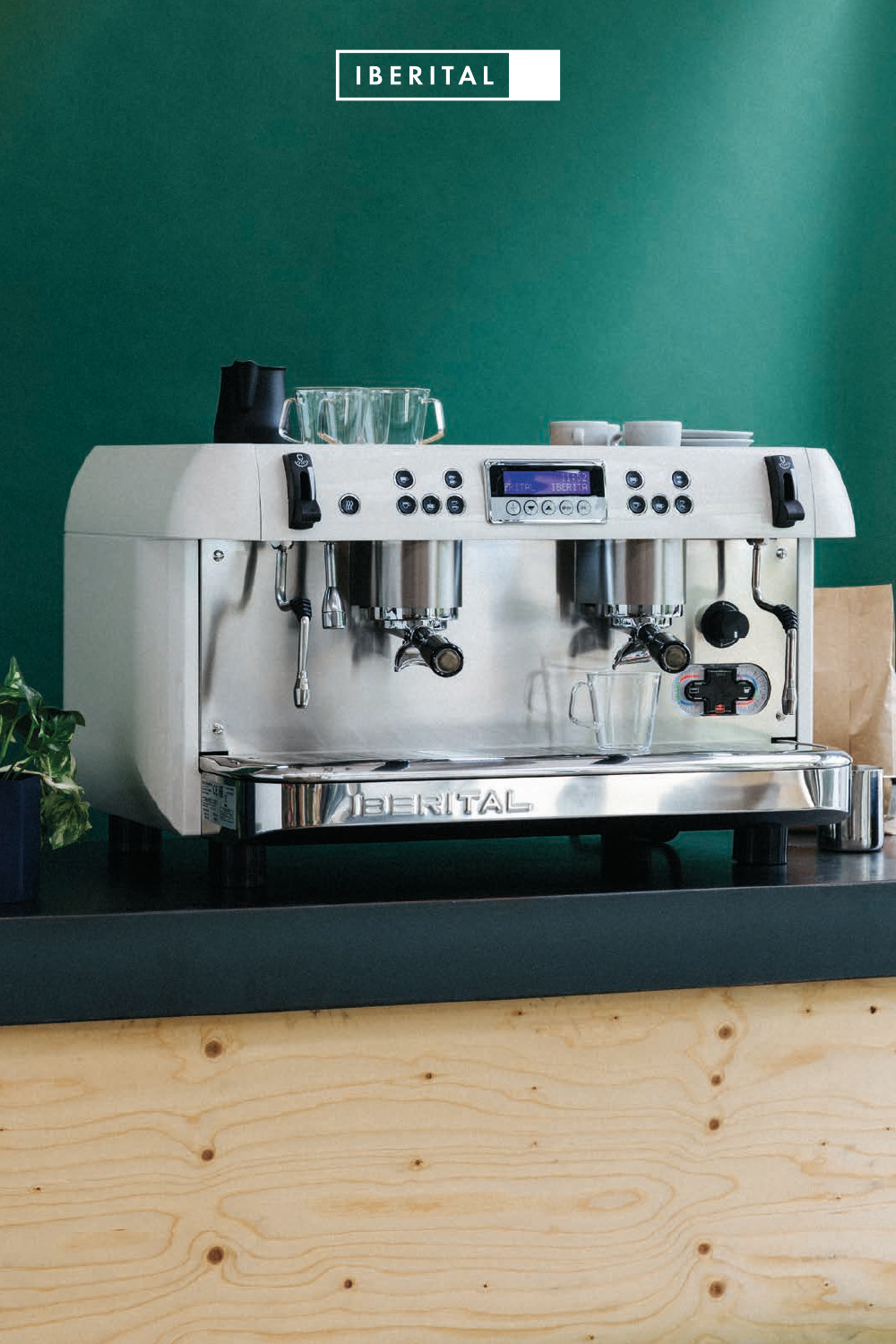IBERITAL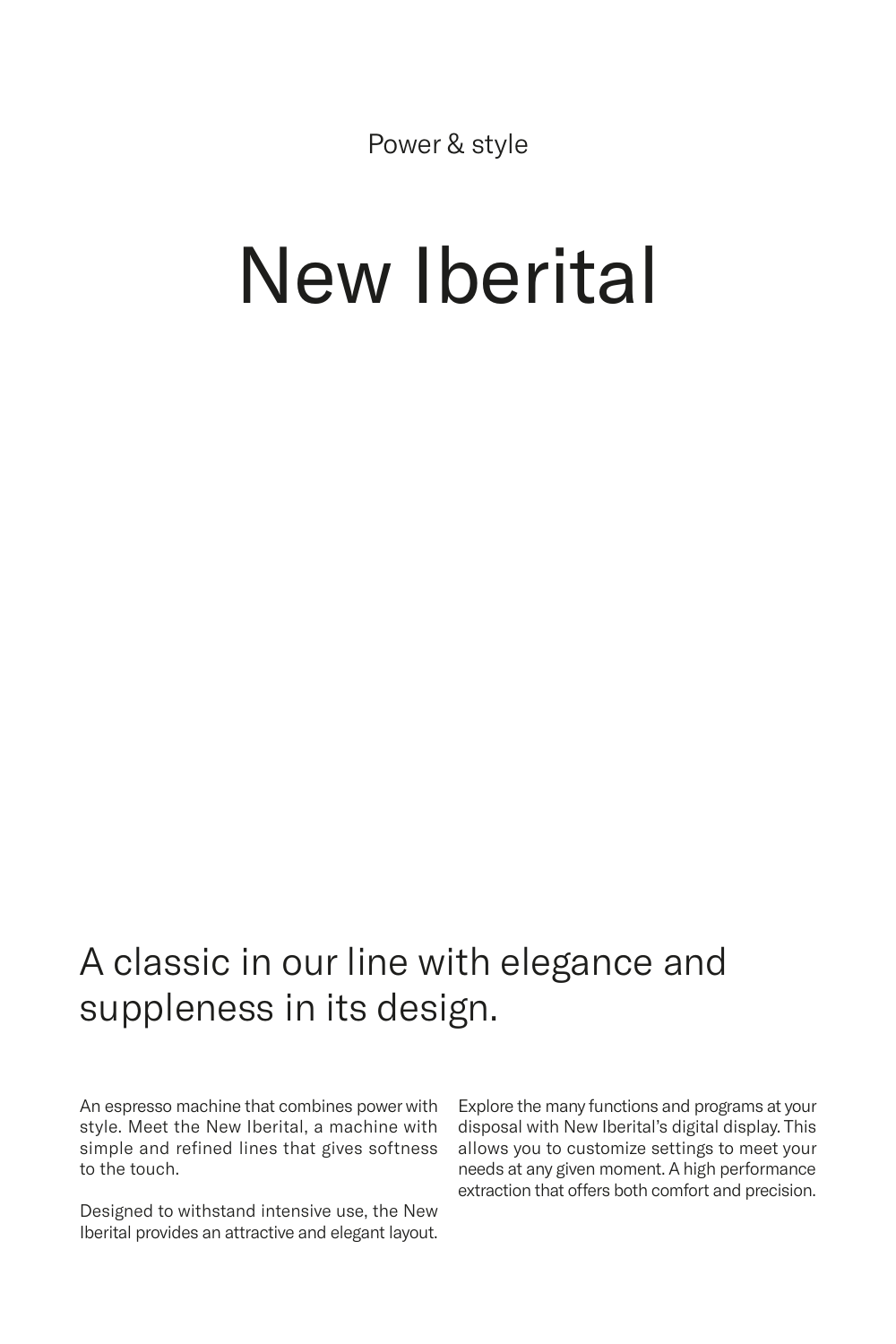Power & style

# New Iberital

## A classic in our line with elegance and suppleness in its design.

An espresso machine that combines power with style. Meet the New Iberital, a machine with simple and refined lines that gives softness to the touch.

Designed to withstand intensive use, the New Iberital provides an attractive and elegant layout.

Explore the many functions and programs at your disposal with New Iberital's digital display. This allows you to customize settings to meet your needs at any given moment. A high performance extraction that offers both comfort and precision.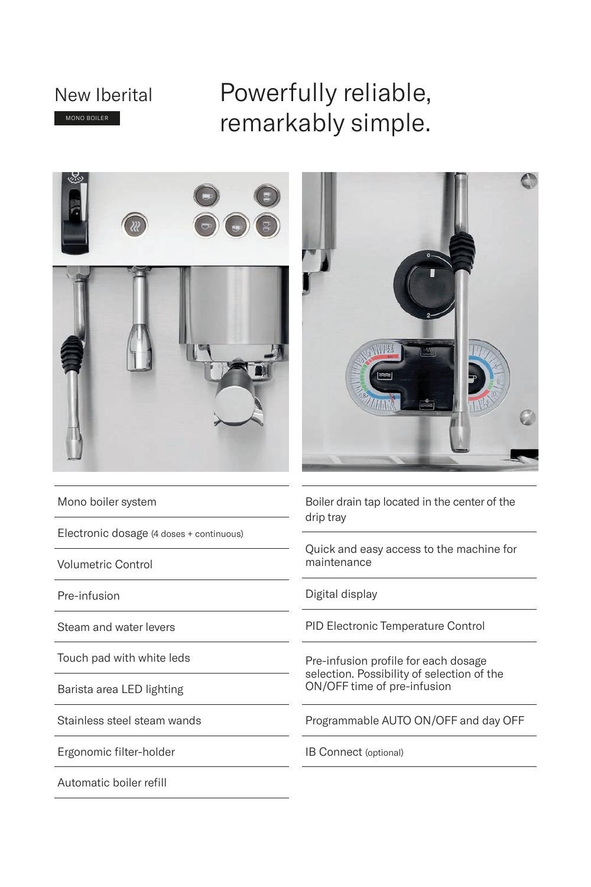# New Iberital

MONO BOILER

## Powerfully reliable, remarkably simple.

- Mono boiler system
- Electronic dosage (4 doses + continuous)
- Volumetric Control
- Pre-infusion
- Steam and water levers
- Touch pad with white leds
- Barista area LED lighting
- Stainless steel steam wands
- Ergonomic filter-holder
- Automatic boiler refill
- Boiler drain tap located in the center of the drip tray
- Quick and easy access to the machine for maintenance
- Digital display
- PID Electronic Temperature Control
- Pre-infusion profile for each dosage selection. Possibility of selection of the ON/OFF time of pre-infusion
- Programmable AUTO ON/OFF and day OFF
- IB Connect (optional)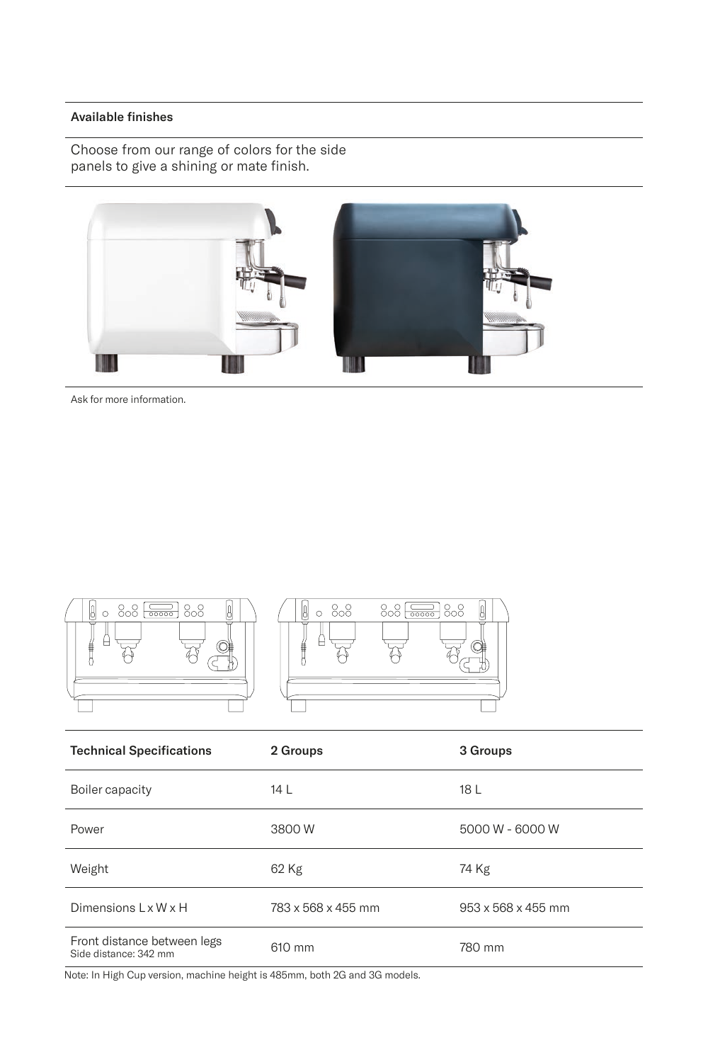## Available finishes

Choose from our range of colors for the side panels to give a shining or mate finish.

Ask for more information.

| Technical Specifications | 2 Groups | 3 Groups |
| --- | --- | --- |
| Boiler capacity | 14 L | 18 L |
| Power | 3800 W | 5000 W - 6000 W |
| Weight | 62 Kg | 74 Kg |
| Dimensions L x W x H | 783 x 568 x 455 mm | 953 x 568 x 455 mm |
| Front distance between legs<br>Side distance: 342 mm | 610 mm | 780 mm |

Note: In High Cup version, machine height is 485mm, both 2G and 3G models.